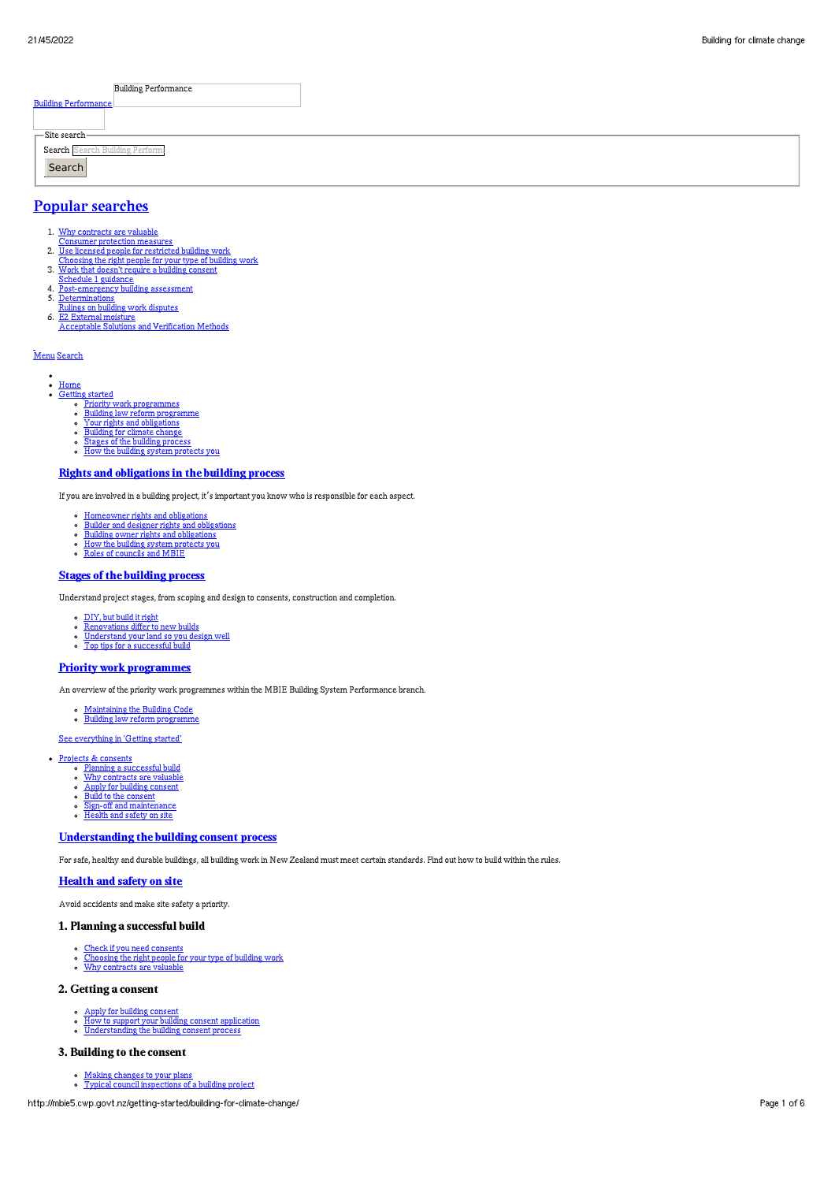Building Performance

Building Performance

Site search

Search

Search

## Popular searches

1. Why contracts are valuable
   Consumer protection measures
2. Use licensed people for restricted building work
   Choosing the right people for your type of building work
3. Work that doesn't require a building consent
   Schedule 1 guidance
4. Post-emergency building assessment
5. Determinations
   Rulings on building work disputes
6. E2 External moisture
   Acceptable Solutions and Verification Methods

Menu Search

- Home
- Getting started
  - Priority work programmes
  - Building law reform programme
  - Your rights and obligations
  - Building for climate change
  - Stages of the building process
  - How the building system protects you

### Rights and obligations in the building process

If you are involved in a building project, it's important you know who is responsible for each aspect.

- Homeowner rights and obligations
- Builder and designer rights and obligations
- Building owner rights and obligations
- How the building system protects you
- Roles of councils and MBIE

### Stages of the building process

Understand project stages, from scoping and design to consents, construction and completion.

- DIY, but build it right
- Renovations differ to new builds
- Understand your land so you design well
- Top tips for a successful build

### Priority work programmes

An overview of the priority work programmes within the MBIE Building System Performance branch.

- Maintaining the Building Code
- Building law reform programme

See everything in 'Getting started'

- Projects & consents
  - Planning a successful build
  - Why contracts are valuable
  - Apply for building consent
  - Build to the consent
  - Sign-off and maintenance
  - Health and safety on site

### Understanding the building consent process

For safe, healthy and durable buildings, all building work in New Zealand must meet certain standards. Find out how to build within the rules.

### Health and safety on site

Avoid accidents and make site safety a priority.

### 1. Planning a successful build

- Check if you need consents
- Choosing the right people for your type of building work
- Why contracts are valuable

### 2. Getting a consent

- Apply for building consent
- How to support your building consent application
- Understanding the building consent process

### 3. Building to the consent

- Making changes to your plans
- Typical council inspections of a building project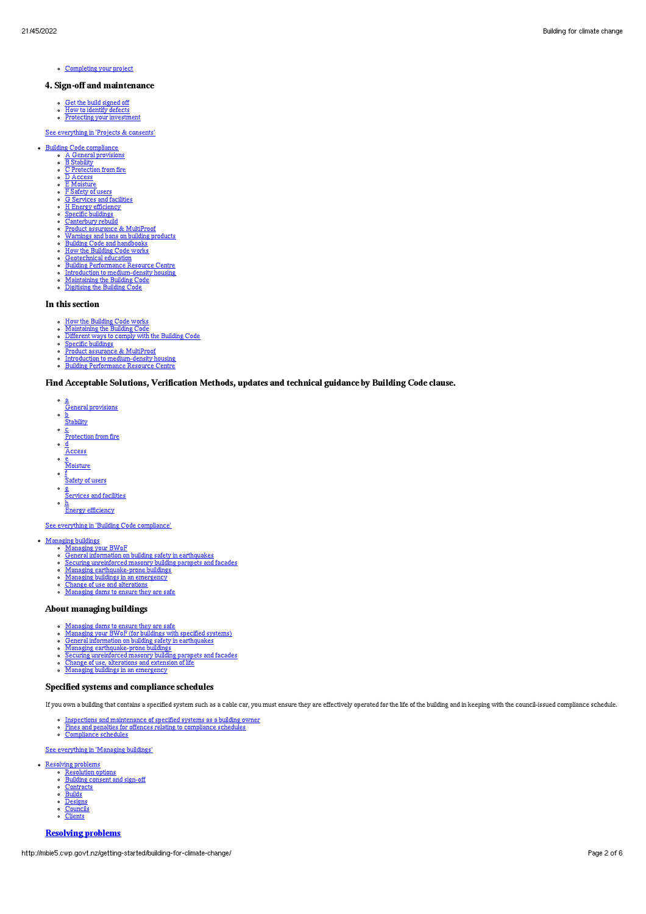- Completing your project

#### 4. Sign-off and maintenance

- Get the build signed off
- How to identify defects
- Protecting your investment

See everything in 'Projects & consents'

- Building Code compliance
  - A General provisions
  - B Stability
  - C Protection from fire
  - D Access
  - E Moisture
  - F Safety of users
  - G Services and facilities
  - H Energy efficiency
  - Specific buildings
  - Canterbury rebuild
  - Product assurance & MultiProof
  - Warnings and bans on building products
  - Building Code and handbooks
  - How the Building Code works
  - Geotechnical education
  - Building Performance Resource Centre
  - Introduction to medium-density housing
  - Maintaining the Building Code
  - Digitising the Building Code

### In this section

- How the Building Code works
- Maintaining the Building Code
- Different ways to comply with the Building Code
- Specific buildings
- Product assurance & MultiProof
- Introduction to medium-density housing
- Building Performance Resource Centre

### Find Acceptable Solutions, Verification Methods, updates and technical guidance by Building Code clause.

- a
  General provisions
- b
  Stability
- c
  Protection from fire
- d
  Access
- e
  Moisture
- f
  Safety of users
- g
  Services and facilities
- h
  Energy efficiency

See everything in 'Building Code compliance'

- Managing buildings
  - Managing your BWoF
  - General information on building safety in earthquakes
  - Securing unreinforced masonry building parapets and facades
  - Managing earthquake-prone buildings
  - Managing buildings in an emergency
  - Change of use and alterations
  - Managing dams to ensure they are safe

### About managing buildings

- Managing dams to ensure they are safe
- Managing your BWoF (for buildings with specified systems)
- General information on building safety in earthquakes
- Managing earthquake-prone buildings
- Securing unreinforced masonry building parapets and facades
- Change of use, alterations and extension of life
- Managing buildings in an emergency

### Specified systems and compliance schedules

If you own a building that contains a specified system such as a cable car, you must ensure they are effectively operated for the life of the building and in keeping with the council-issued compliance schedule.

- Inspections and maintenance of specified systems as a building owner
- Fines and penalties for offences relating to compliance schedules
- Compliance schedules

See everything in 'Managing buildings'

- Resolving problems
  - Resolution options
  - Building consent and sign-off
  - Contracts
  - Builds
  - Designs
  - Councils
  - Clients

### **Resolving problems**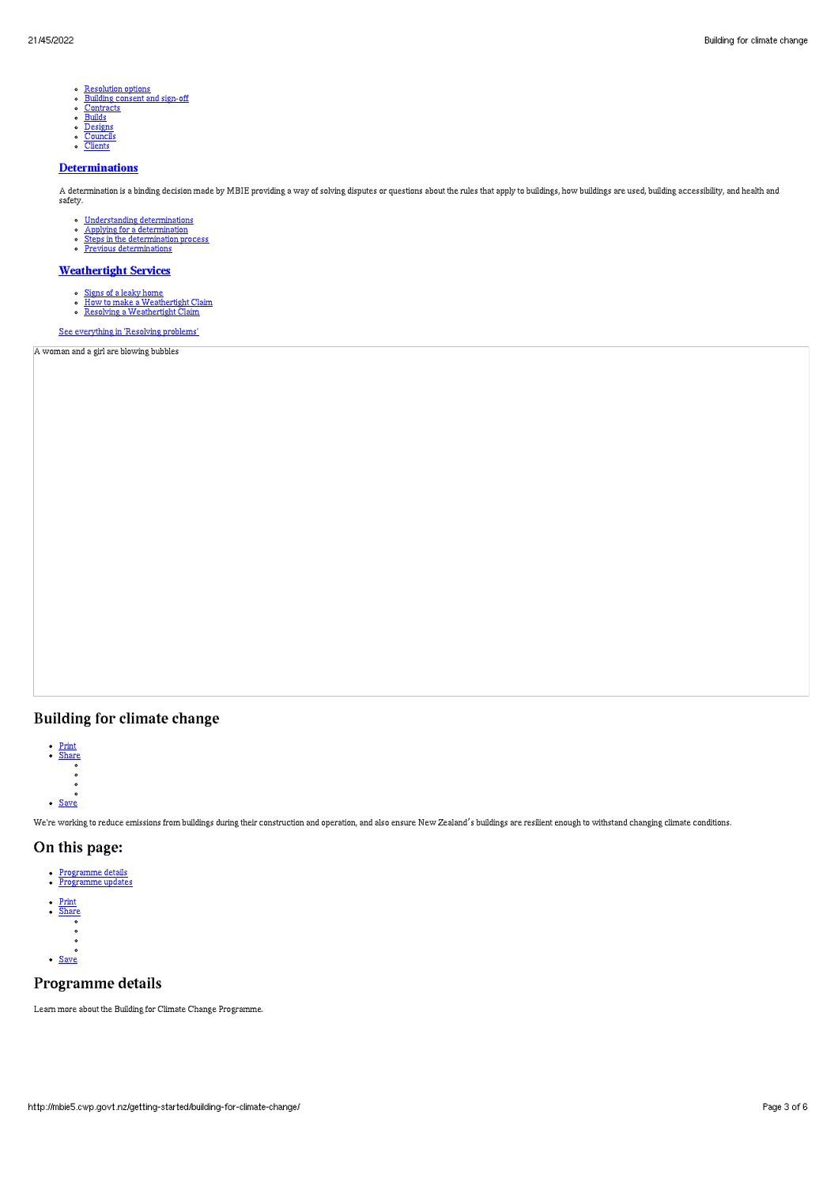- Resolution options
- Building consent and sign-off
- Contracts
- Builds
- Designs
- Councils
- Clients

### Determinations

A determination is a binding decision made by MBIE providing a way of solving disputes or questions about the rules that apply to buildings, how buildings are used, building accessibility, and health and safety.

- Understanding determinations
- Applying for a determination
- Steps in the determination process
- Previous determinations

### Weathertight Services

- Signs of a leaky home
- How to make a Weathertight Claim
- Resolving a Weathertight Claim

See everything in 'Resolving problems'

A woman and a girl are blowing bubbles

## Building for climate change

- Print
- Share
- Save

We're working to reduce emissions from buildings during their construction and operation, and also ensure New Zealand's buildings are resilient enough to withstand changing climate conditions.

## On this page:

- Programme details
- Programme updates

- Print
- Share
- Save

## Programme details

Learn more about the Building for Climate Change Programme.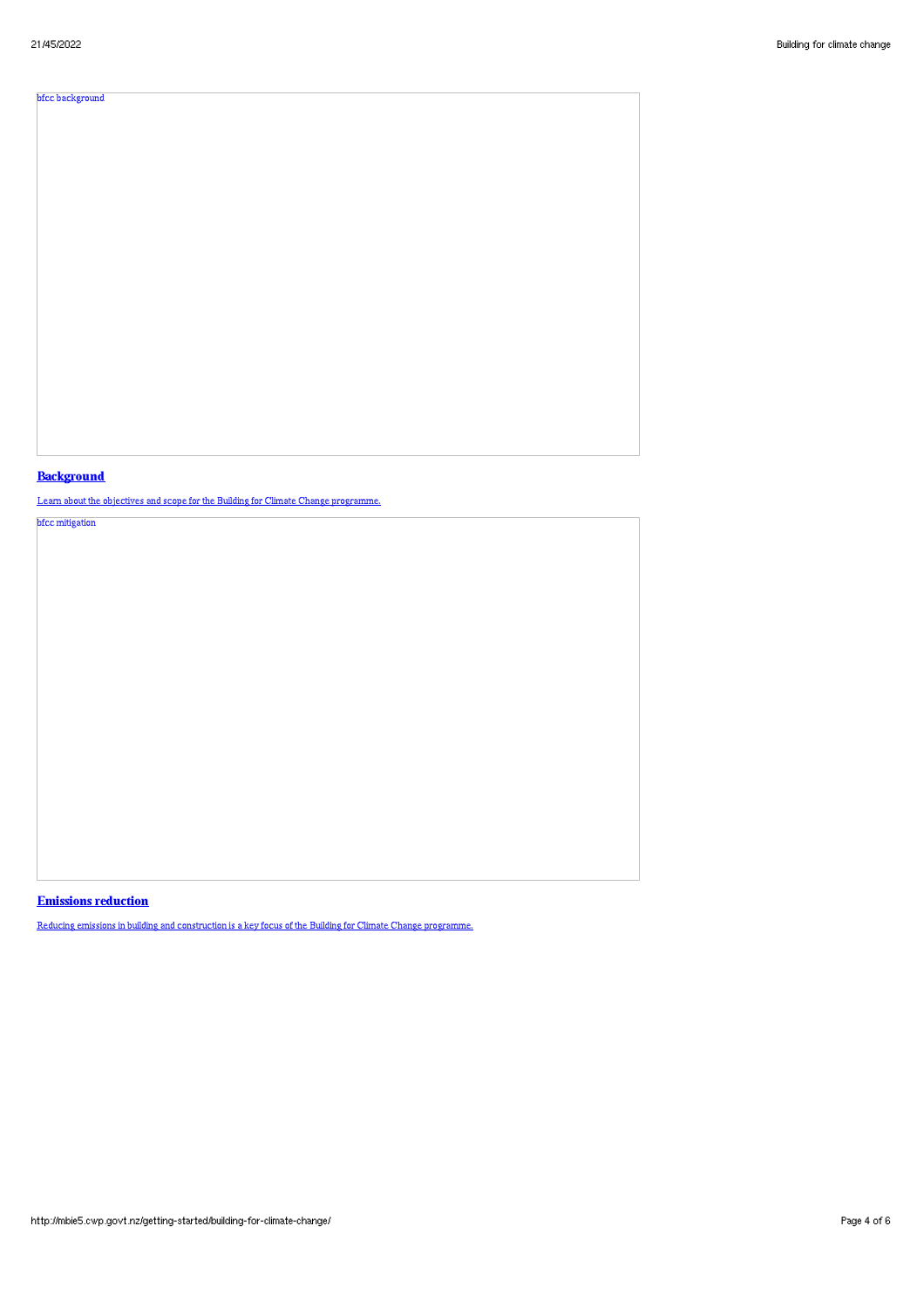bfcc background

### Background

Learn about the objectives and scope for the Building for Climate Change programme.

bfcc mitigation

### Emissions reduction

Reducing emissions in building and construction is a key focus of the Building for Climate Change programme.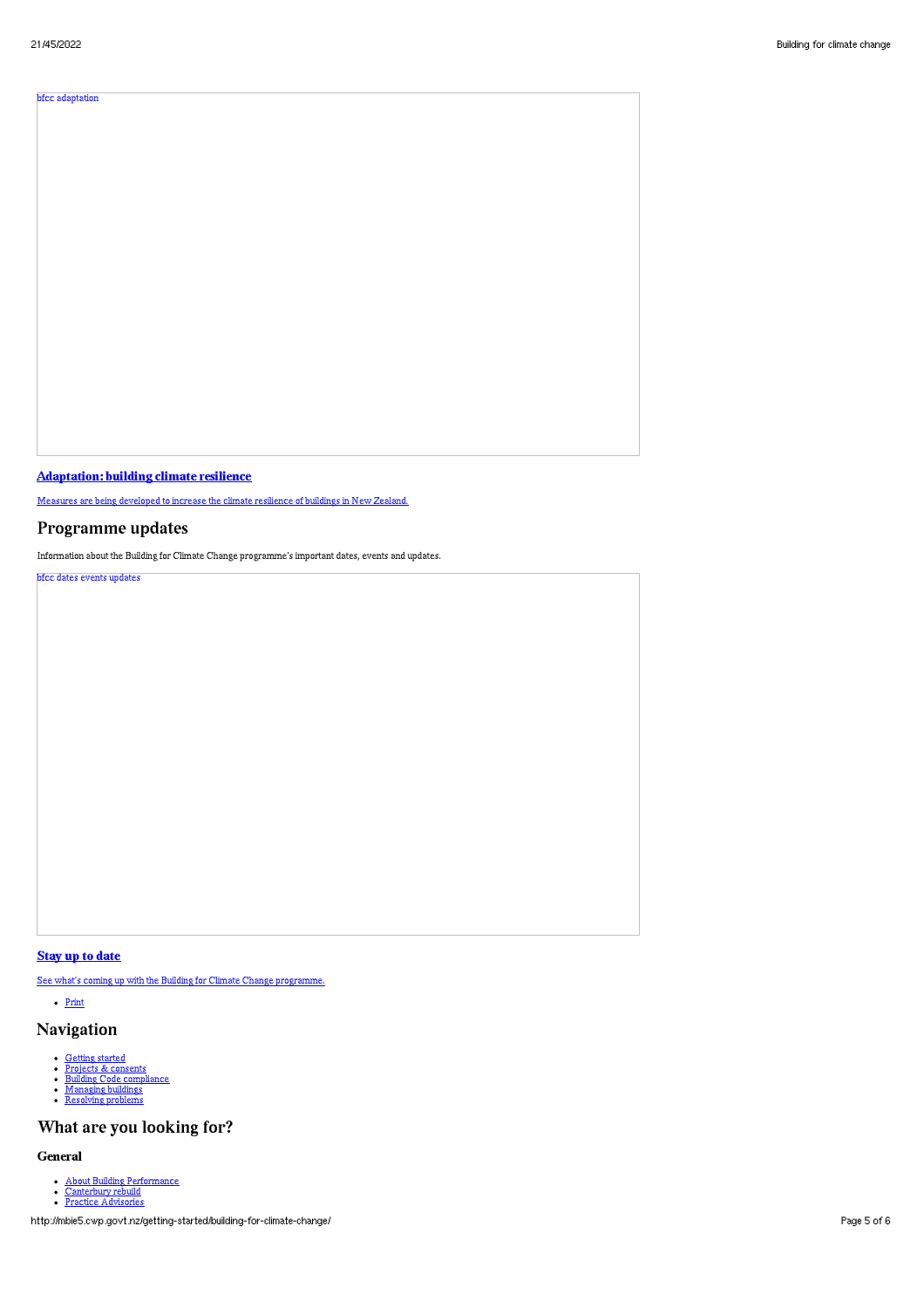bfcc adaptation

### [Adaptation: building climate resilience]

[Measures are being developed to increase the climate resilience of buildings in New Zealand.]

## Programme updates

Information about the Building for Climate Change programme's important dates, events and updates.

bfcc dates events updates

### [Stay up to date]

[See what's coming up with the Building for Climate Change programme.]

- [Print]

## Navigation

- [Getting started]
- [Projects & consents]
- [Building Code compliance]
- [Managing buildings]
- [Resolving problems]

## What are you looking for?

### General

- [About Building Performance]
- [Canterbury rebuild]
- [Practice Advisories]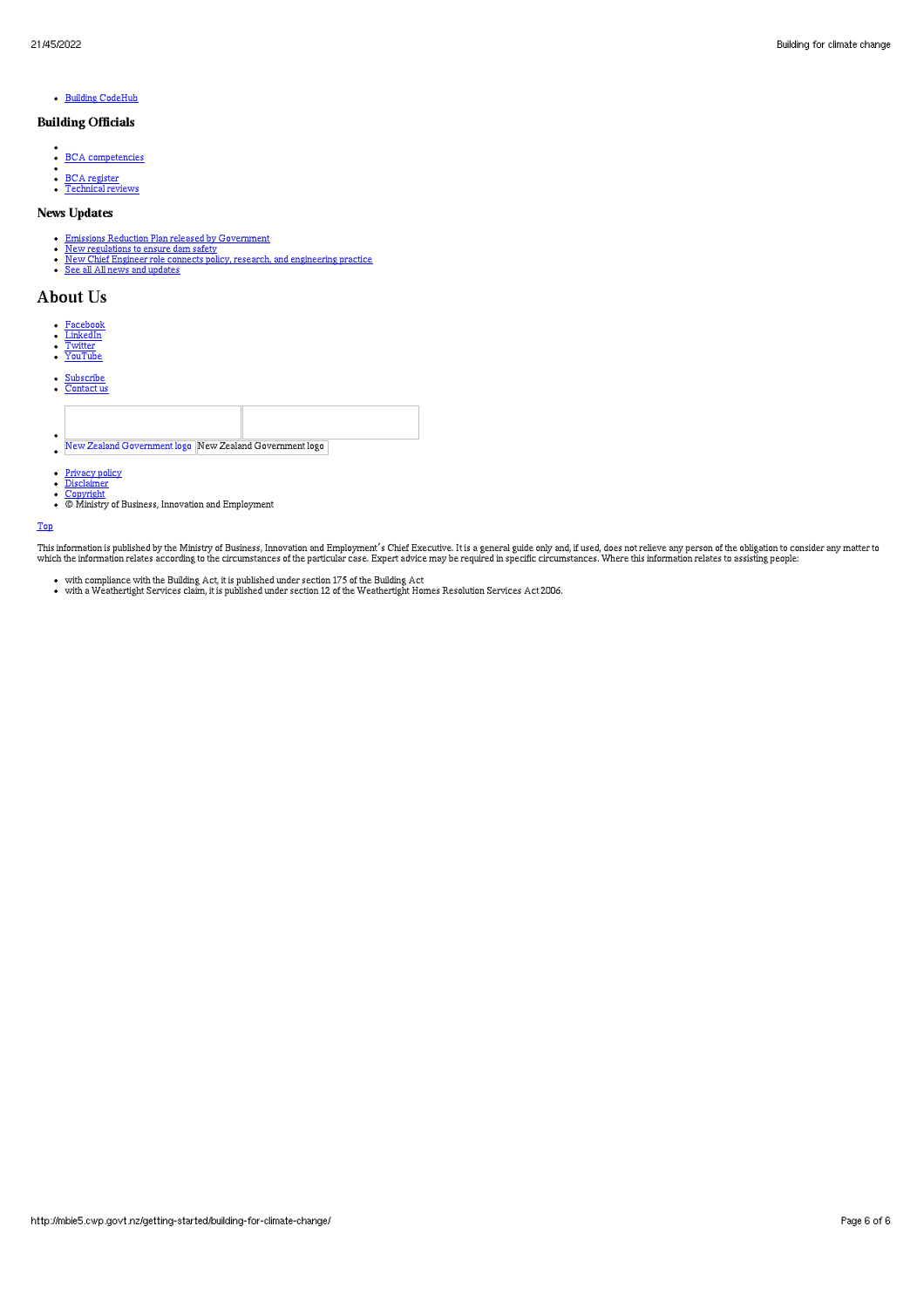- Building CodeHub

### Building Officials

- 
- BCA competencies
- 
- BCA register
- Technical reviews

### News Updates

- Emissions Reduction Plan released by Government
- New regulations to ensure dam safety
- New Chief Engineer role connects policy, research, and engineering practice
- See all All news and updates

## About Us

- Facebook
- LinkedIn
- Twitter
- YouTube

- Subscribe
- Contact us

- 
- New Zealand Government logo New Zealand Government logo

- Privacy policy
- Disclaimer
- Copyright
- © Ministry of Business, Innovation and Employment

Top

This information is published by the Ministry of Business, Innovation and Employment's Chief Executive. It is a general guide only and, if used, does not relieve any person of the obligation to consider any matter to which the information relates according to the circumstances of the particular case. Expert advice may be required in specific circumstances. Where this information relates to assisting people:

- with compliance with the Building Act, it is published under section 175 of the Building Act
- with a Weathertight Services claim, it is published under section 12 of the Weathertight Homes Resolution Services Act 2006.